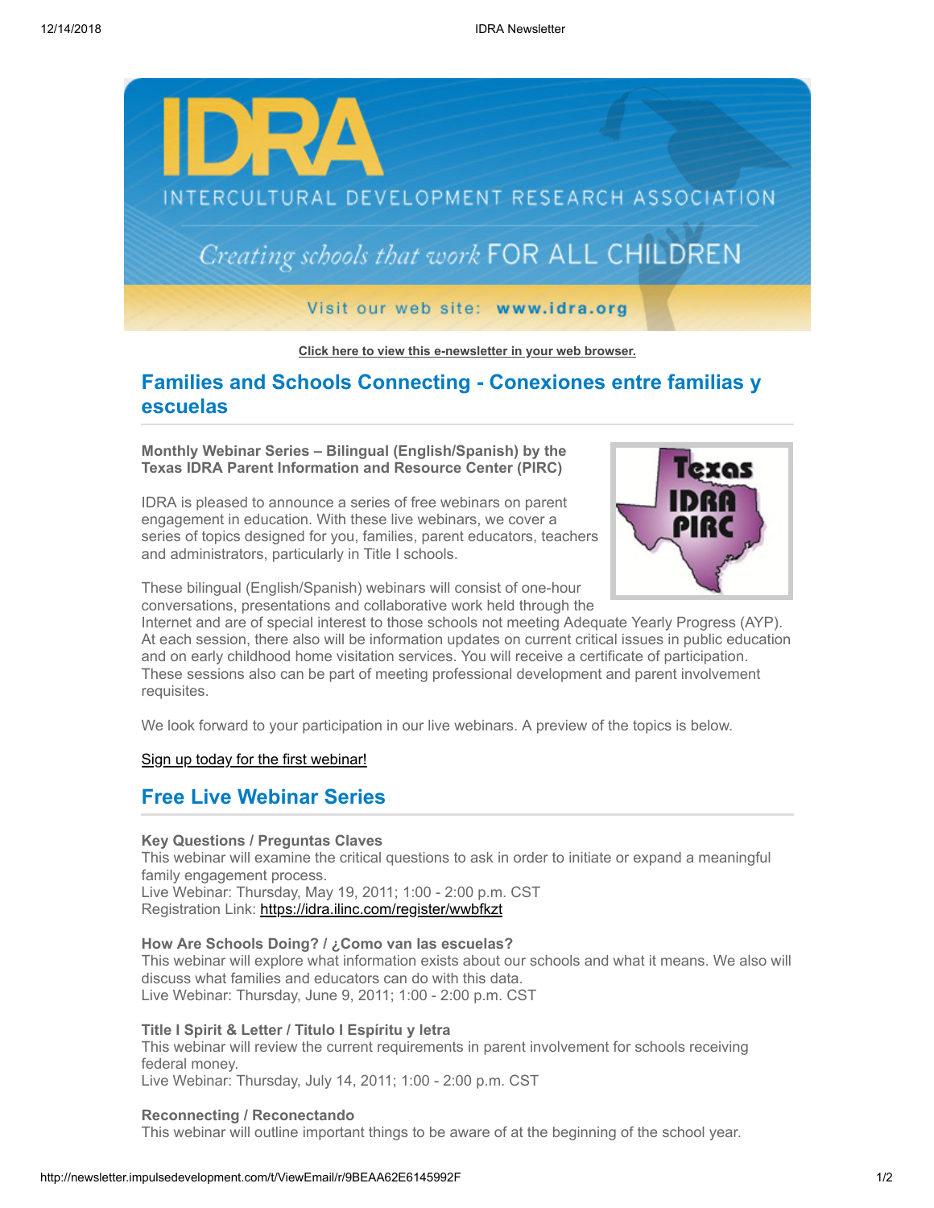Click here to view this e-newsletter in your web browser.

## Families and Schools Connecting - Conexiones entre familias y escuelas

**Monthly Webinar Series – Bilingual (English/Spanish) by the Texas IDRA Parent Information and Resource Center (PIRC)**

IDRA is pleased to announce a series of free webinars on parent engagement in education. With these live webinars, we cover a series of topics designed for you, families, parent educators, teachers and administrators, particularly in Title I schools.

These bilingual (English/Spanish) webinars will consist of one-hour conversations, presentations and collaborative work held through the Internet and are of special interest to those schools not meeting Adequate Yearly Progress (AYP). At each session, there also will be information updates on current critical issues in public education and on early childhood home visitation services. You will receive a certificate of participation. These sessions also can be part of meeting professional development and parent involvement requisites.

We look forward to your participation in our live webinars. A preview of the topics is below.

Sign up today for the first webinar!

## Free Live Webinar Series

**Key Questions / Preguntas Claves**
This webinar will examine the critical questions to ask in order to initiate or expand a meaningful family engagement process.
Live Webinar: Thursday, May 19, 2011; 1:00 - 2:00 p.m. CST
Registration Link: https://idra.ilinc.com/register/wwbfkzt

**How Are Schools Doing? / ¿Como van las escuelas?**
This webinar will explore what information exists about our schools and what it means. We also will discuss what families and educators can do with this data.
Live Webinar: Thursday, June 9, 2011; 1:00 - 2:00 p.m. CST

**Title I Spirit & Letter / Titulo I Espíritu y letra**
This webinar will review the current requirements in parent involvement for schools receiving federal money.
Live Webinar: Thursday, July 14, 2011; 1:00 - 2:00 p.m. CST

**Reconnecting / Reconectando**
This webinar will outline important things to be aware of at the beginning of the school year.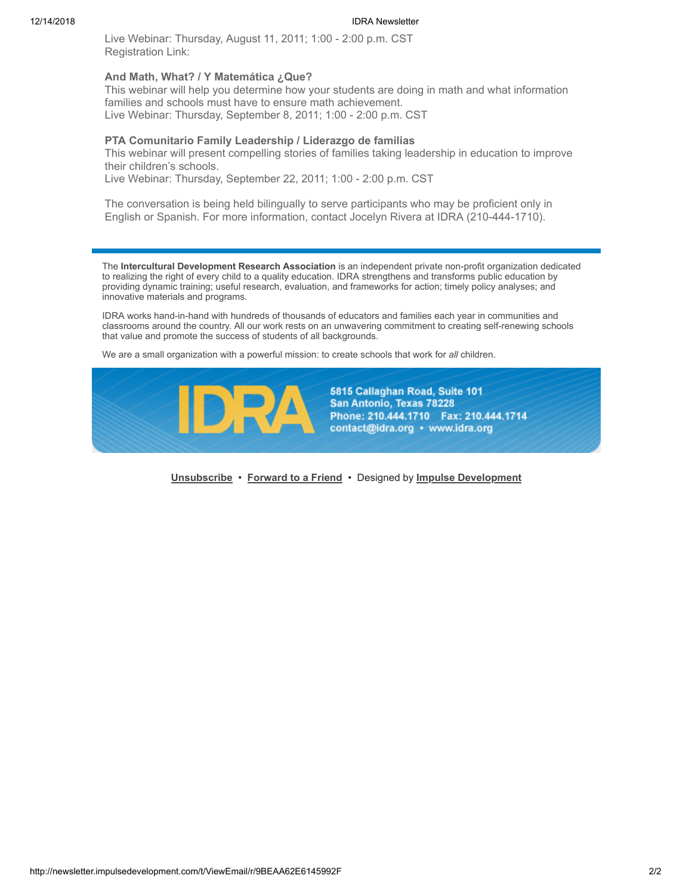Live Webinar: Thursday, August 11, 2011; 1:00 - 2:00 p.m. CST
Registration Link:

**And Math, What? / Y Matemática ¿Que?**
This webinar will help you determine how your students are doing in math and what information families and schools must have to ensure math achievement.
Live Webinar: Thursday, September 8, 2011; 1:00 - 2:00 p.m. CST

**PTA Comunitario Family Leadership / Liderazgo de familias**
This webinar will present compelling stories of families taking leadership in education to improve their children's schools.
Live Webinar: Thursday, September 22, 2011; 1:00 - 2:00 p.m. CST

The conversation is being held bilingually to serve participants who may be proficient only in English or Spanish. For more information, contact Jocelyn Rivera at IDRA (210-444-1710).

---

The **Intercultural Development Research Association** is an independent private non-profit organization dedicated to realizing the right of every child to a quality education. IDRA strengthens and transforms public education by providing dynamic training; useful research, evaluation, and frameworks for action; timely policy analyses; and innovative materials and programs.

IDRA works hand-in-hand with hundreds of thousands of educators and families each year in communities and classrooms around the country. All our work rests on an unwavering commitment to creating self-renewing schools that value and promote the success of students of all backgrounds.

We are a small organization with a powerful mission: to create schools that work for *all* children.

IDRA

5815 Callaghan Road, Suite 101
San Antonio, Texas 78228
Phone: 210.444.1710 Fax: 210.444.1714
contact@idra.org • www.idra.org

**Unsubscribe** • **Forward to a Friend** • Designed by **Impulse Development**